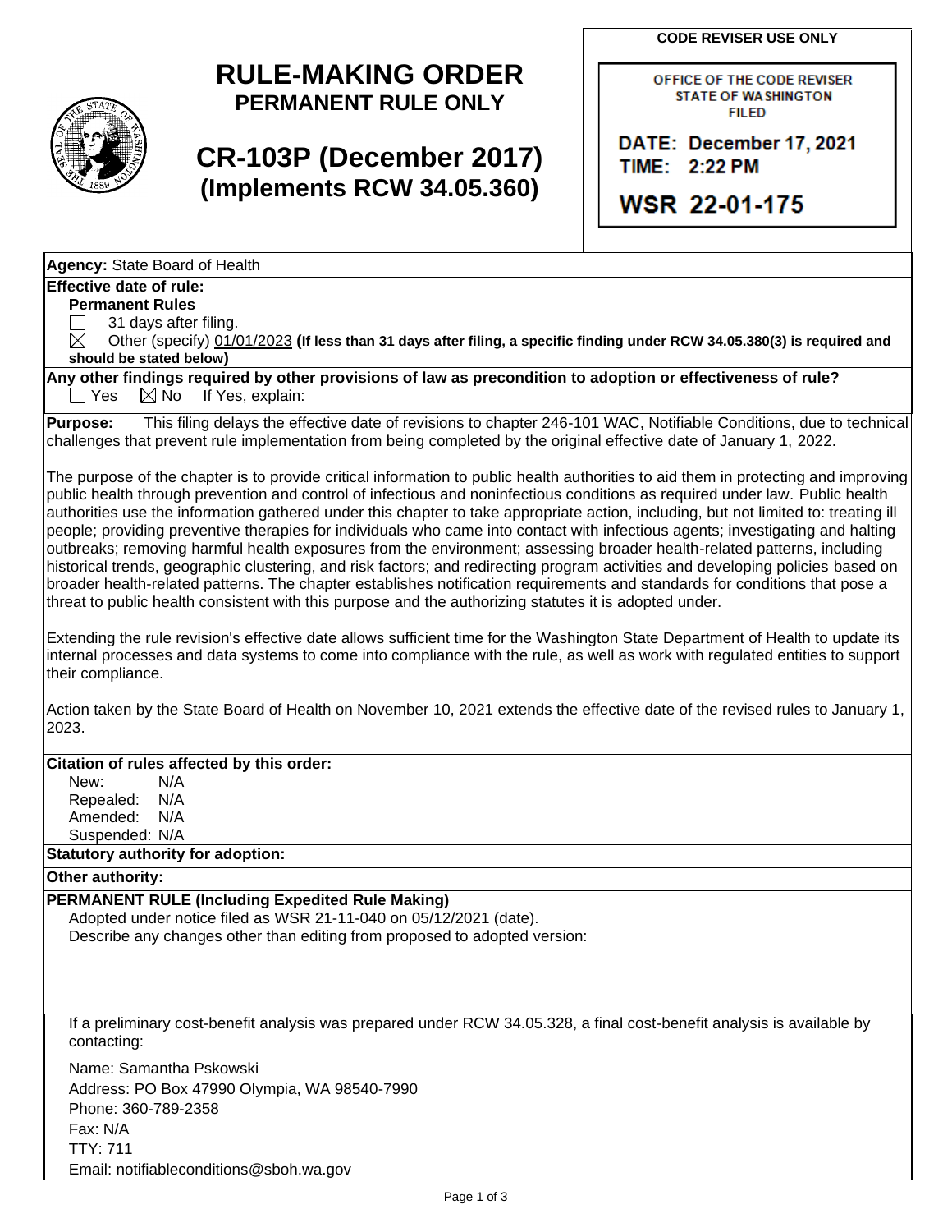**CODE REVISER USE ONLY**

OFFICE OF THE CODE REVISER
STATE OF WASHINGTON
FILED

DATE: December 17, 2021
TIME: 2:22 PM

WSR 22-01-175

# RULE-MAKING ORDER
## PERMANENT RULE ONLY

# CR-103P (December 2017)
## (Implements RCW 34.05.360)

**Agency:** State Board of Health

**Effective date of rule:**

**Permanent Rules**

☐ 31 days after filing.

☒ Other (specify) 01/01/2023 **(If less than 31 days after filing, a specific finding under RCW 34.05.380(3) is required and should be stated below)**

**Any other findings required by other provisions of law as precondition to adoption or effectiveness of rule?**
☐ Yes ☒ No If Yes, explain:

**Purpose:** This filing delays the effective date of revisions to chapter 246-101 WAC, Notifiable Conditions, due to technical challenges that prevent rule implementation from being completed by the original effective date of January 1, 2022.

The purpose of the chapter is to provide critical information to public health authorities to aid them in protecting and improving public health through prevention and control of infectious and noninfectious conditions as required under law. Public health authorities use the information gathered under this chapter to take appropriate action, including, but not limited to: treating ill people; providing preventive therapies for individuals who came into contact with infectious agents; investigating and halting outbreaks; removing harmful health exposures from the environment; assessing broader health-related patterns, including historical trends, geographic clustering, and risk factors; and redirecting program activities and developing policies based on broader health-related patterns. The chapter establishes notification requirements and standards for conditions that pose a threat to public health consistent with this purpose and the authorizing statutes it is adopted under.

Extending the rule revision's effective date allows sufficient time for the Washington State Department of Health to update its internal processes and data systems to come into compliance with the rule, as well as work with regulated entities to support their compliance.

Action taken by the State Board of Health on November 10, 2021 extends the effective date of the revised rules to January 1, 2023.

**Citation of rules affected by this order:**

New: N/A
Repealed: N/A
Amended: N/A
Suspended: N/A

**Statutory authority for adoption:**

**Other authority:**

**PERMANENT RULE (Including Expedited Rule Making)**

Adopted under notice filed as WSR 21-11-040 on 05/12/2021 (date).

Describe any changes other than editing from proposed to adopted version:

If a preliminary cost-benefit analysis was prepared under RCW 34.05.328, a final cost-benefit analysis is available by contacting:

Name: Samantha Pskowski
Address: PO Box 47990 Olympia, WA 98540-7990
Phone: 360-789-2358
Fax: N/A
TTY: 711
Email: notifiableconditions@sboh.wa.gov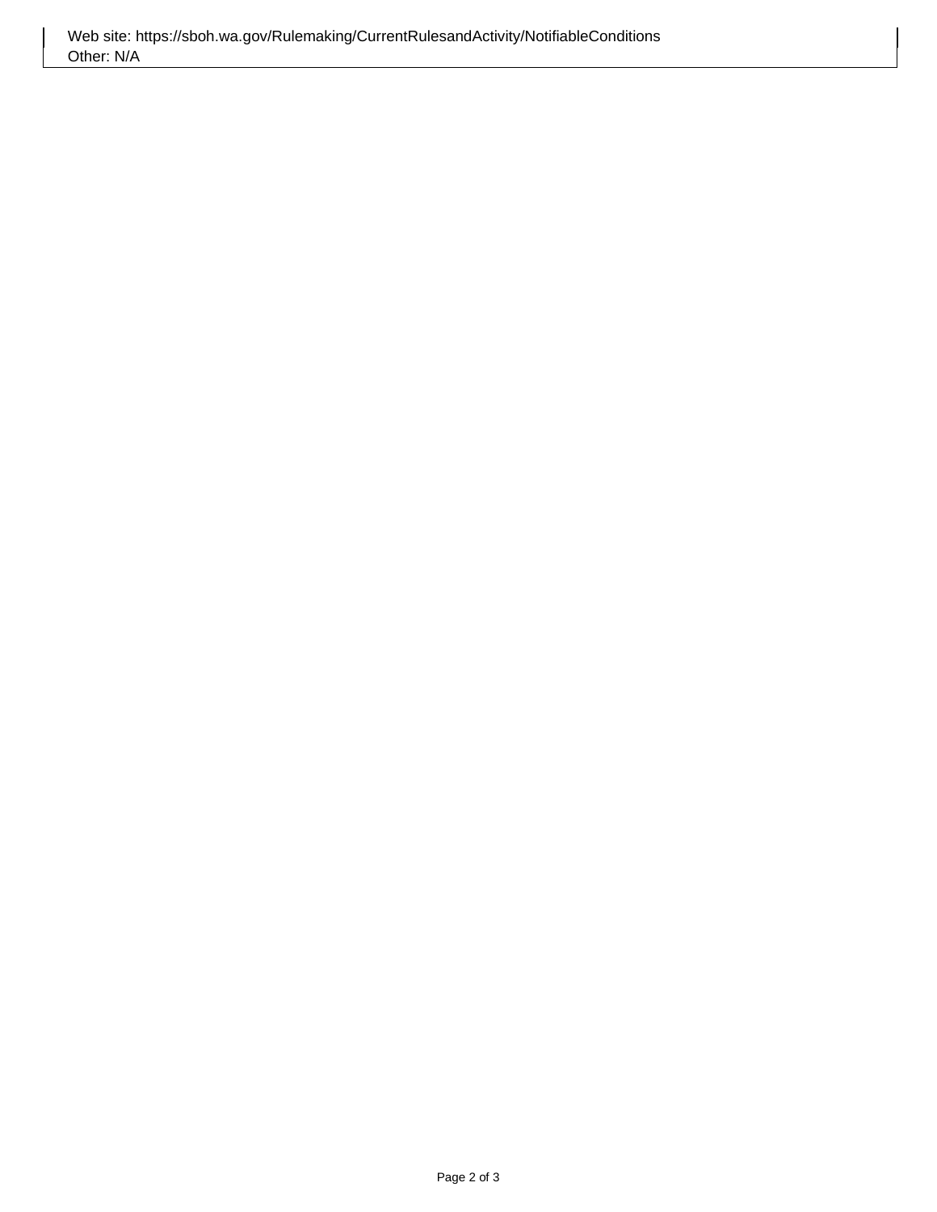Web site: https://sboh.wa.gov/Rulemaking/CurrentRulesandActivity/NotifiableConditions
Other: N/A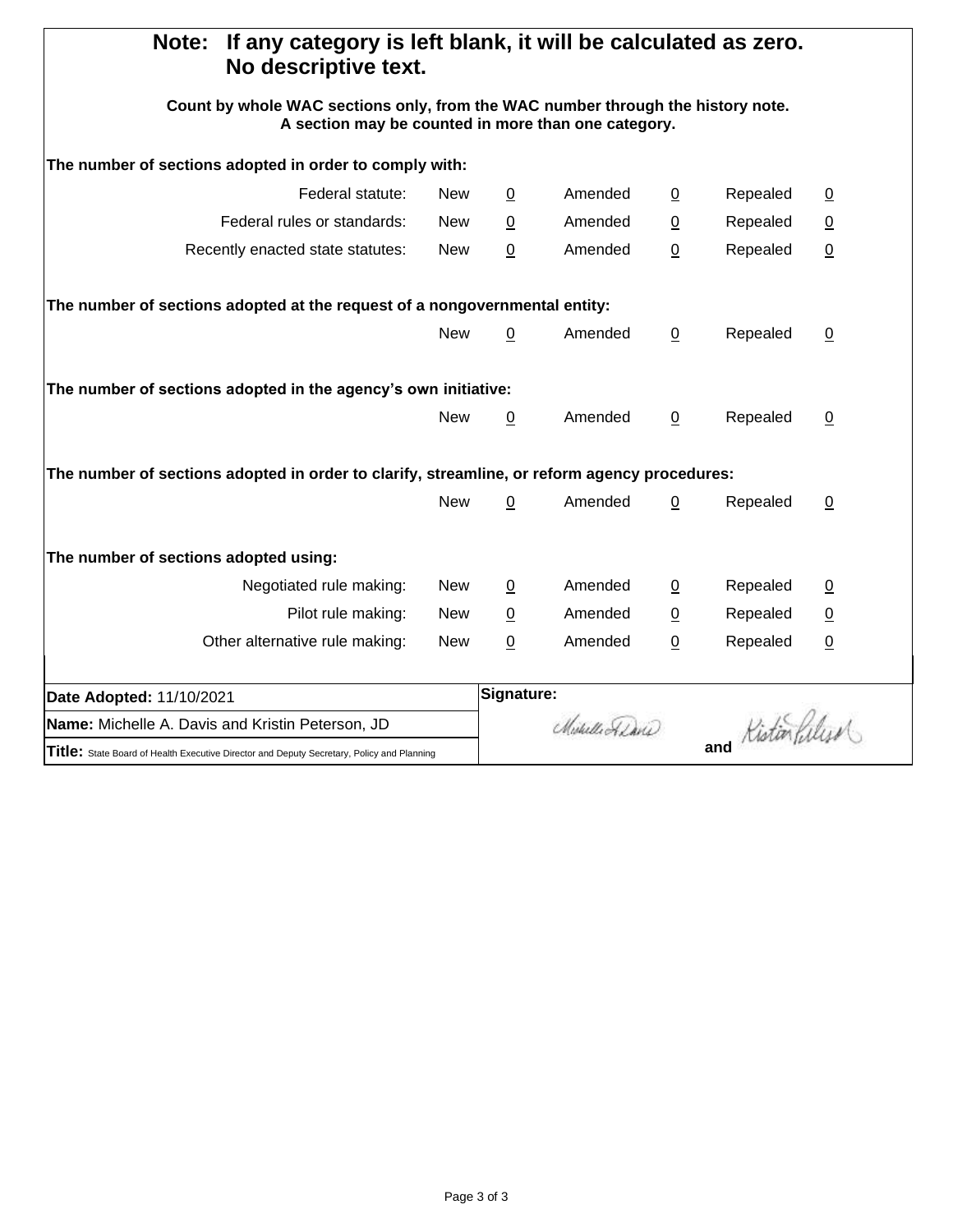**Note: If any category is left blank, it will be calculated as zero. No descriptive text.**

**Count by whole WAC sections only, from the WAC number through the history note. A section may be counted in more than one category.**

**The number of sections adopted in order to comply with:**

| | | | | | | |
|---|---|---|---|---|---|---|
| Federal statute: | New | 0 | Amended | 0 | Repealed | 0 |
| Federal rules or standards: | New | 0 | Amended | 0 | Repealed | 0 |
| Recently enacted state statutes: | New | 0 | Amended | 0 | Repealed | 0 |

**The number of sections adopted at the request of a nongovernmental entity:**

| | | | | | |
|---|---|---|---|---|---|
| New | 0 | Amended | 0 | Repealed | 0 |

**The number of sections adopted in the agency's own initiative:**

| | | | | | |
|---|---|---|---|---|---|
| New | 0 | Amended | 0 | Repealed | 0 |

**The number of sections adopted in order to clarify, streamline, or reform agency procedures:**

| | | | | | |
|---|---|---|---|---|---|
| New | 0 | Amended | 0 | Repealed | 0 |

**The number of sections adopted using:**

| | | | | | | |
|---|---|---|---|---|---|---|
| Negotiated rule making: | New | 0 | Amended | 0 | Repealed | 0 |
| Pilot rule making: | New | 0 | Amended | 0 | Repealed | 0 |
| Other alternative rule making: | New | 0 | Amended | 0 | Repealed | 0 |

| | |
|---|---|
| **Date Adopted:** 11/10/2021 | **Signature:** |
| **Name:** Michelle A. Davis and Kristin Peterson, JD | and |
| **Title:** State Board of Health Executive Director and Deputy Secretary, Policy and Planning | |